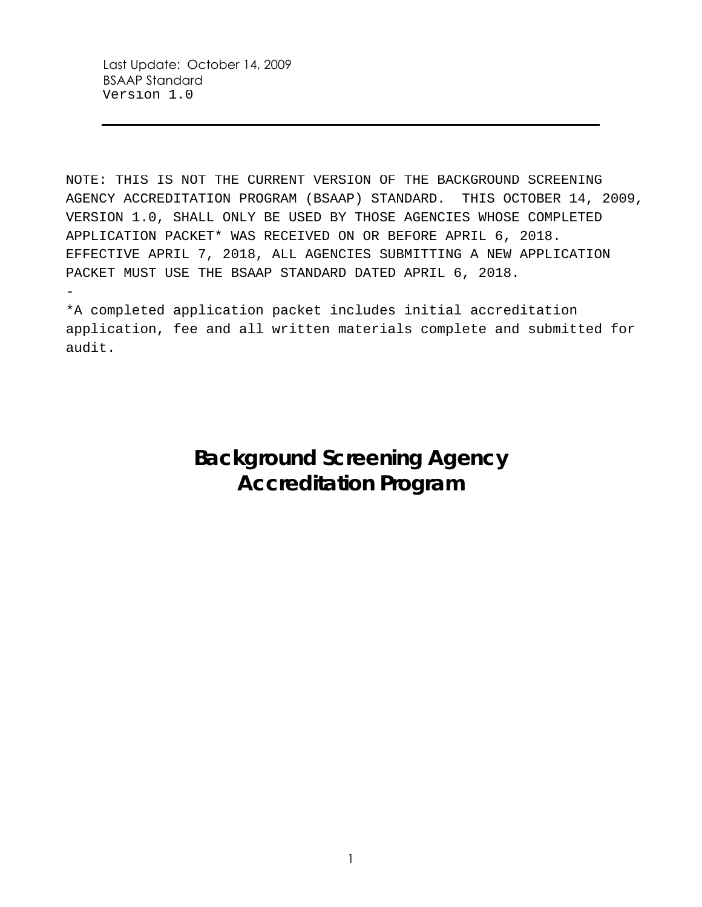Last Update: October 14, 2009
BSAAP Standard
Version 1.0

---

NOTE: THIS IS NOT THE CURRENT VERSION OF THE BACKGROUND SCREENING AGENCY ACCREDITATION PROGRAM (BSAAP) STANDARD. THIS OCTOBER 14, 2009, VERSION 1.0, SHALL ONLY BE USED BY THOSE AGENCIES WHOSE COMPLETED APPLICATION PACKET* WAS RECEIVED ON OR BEFORE APRIL 6, 2018. EFFECTIVE APRIL 7, 2018, ALL AGENCIES SUBMITTING A NEW APPLICATION PACKET MUST USE THE BSAAP STANDARD DATED APRIL 6, 2018.

-

*A completed application packet includes initial accreditation application, fee and all written materials complete and submitted for audit.

# Background Screening Agency Accreditation Program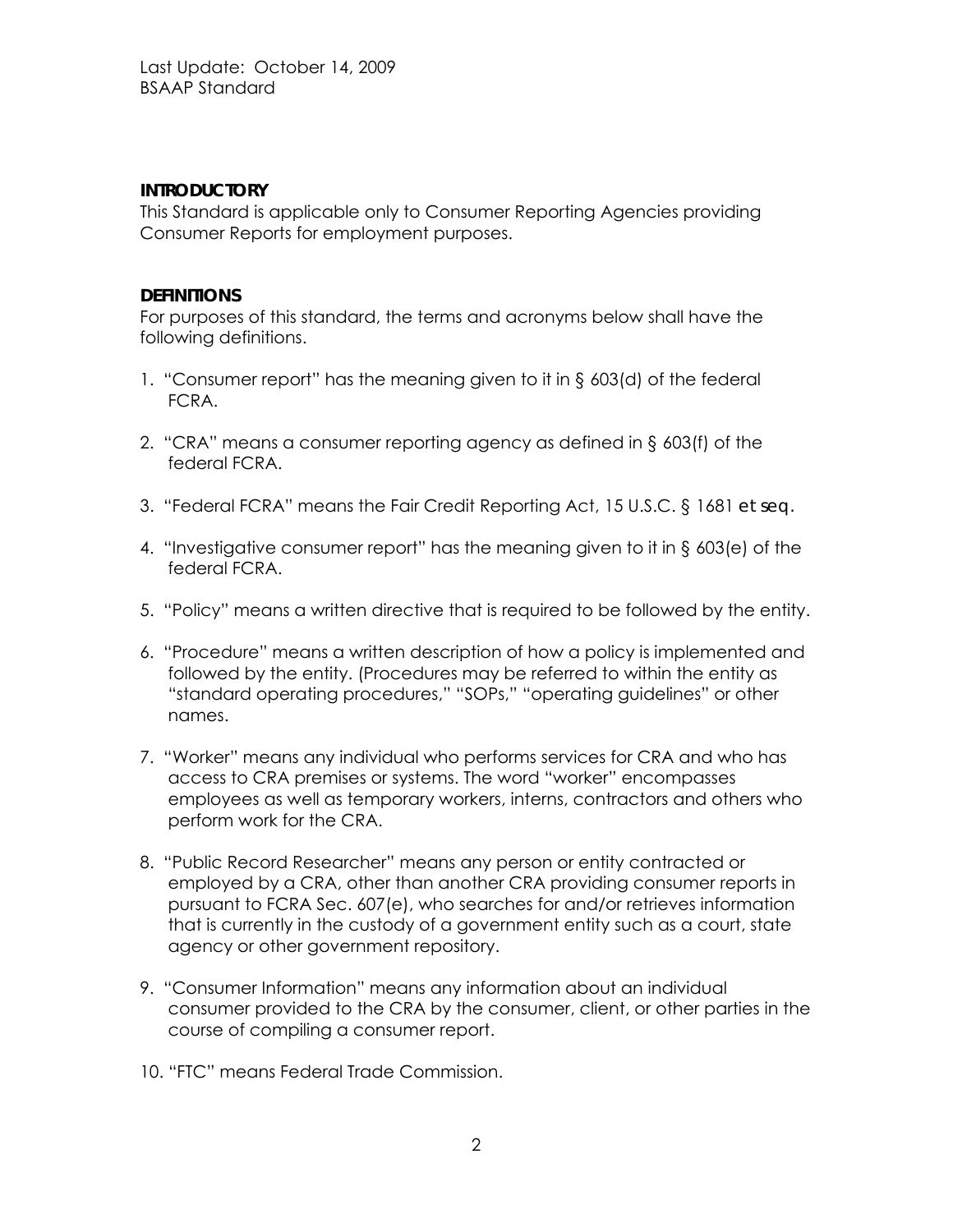Last Update: October 14, 2009
BSAAP Standard

**INTRODUCTORY**

This Standard is applicable only to Consumer Reporting Agencies providing Consumer Reports for employment purposes.

**DEFINITIONS**

For purposes of this standard, the terms and acronyms below shall have the following definitions.

1. "Consumer report" has the meaning given to it in § 603(d) of the federal FCRA.

2. "CRA" means a consumer reporting agency as defined in § 603(f) of the federal FCRA.

3. "Federal FCRA" means the Fair Credit Reporting Act, 15 U.S.C. § 1681 *et seq.*

4. "Investigative consumer report" has the meaning given to it in § 603(e) of the federal FCRA.

5. "Policy" means a written directive that is required to be followed by the entity.

6. "Procedure" means a written description of how a policy is implemented and followed by the entity. (Procedures may be referred to within the entity as "standard operating procedures," "SOPs," "operating guidelines" or other names.

7. "Worker" means any individual who performs services for CRA and who has access to CRA premises or systems. The word "worker" encompasses employees as well as temporary workers, interns, contractors and others who perform work for the CRA.

8. "Public Record Researcher" means any person or entity contracted or employed by a CRA, other than another CRA providing consumer reports in pursuant to FCRA Sec. 607(e), who searches for and/or retrieves information that is currently in the custody of a government entity such as a court, state agency or other government repository.

9. "Consumer Information" means any information about an individual consumer provided to the CRA by the consumer, client, or other parties in the course of compiling a consumer report.

10. "FTC" means Federal Trade Commission.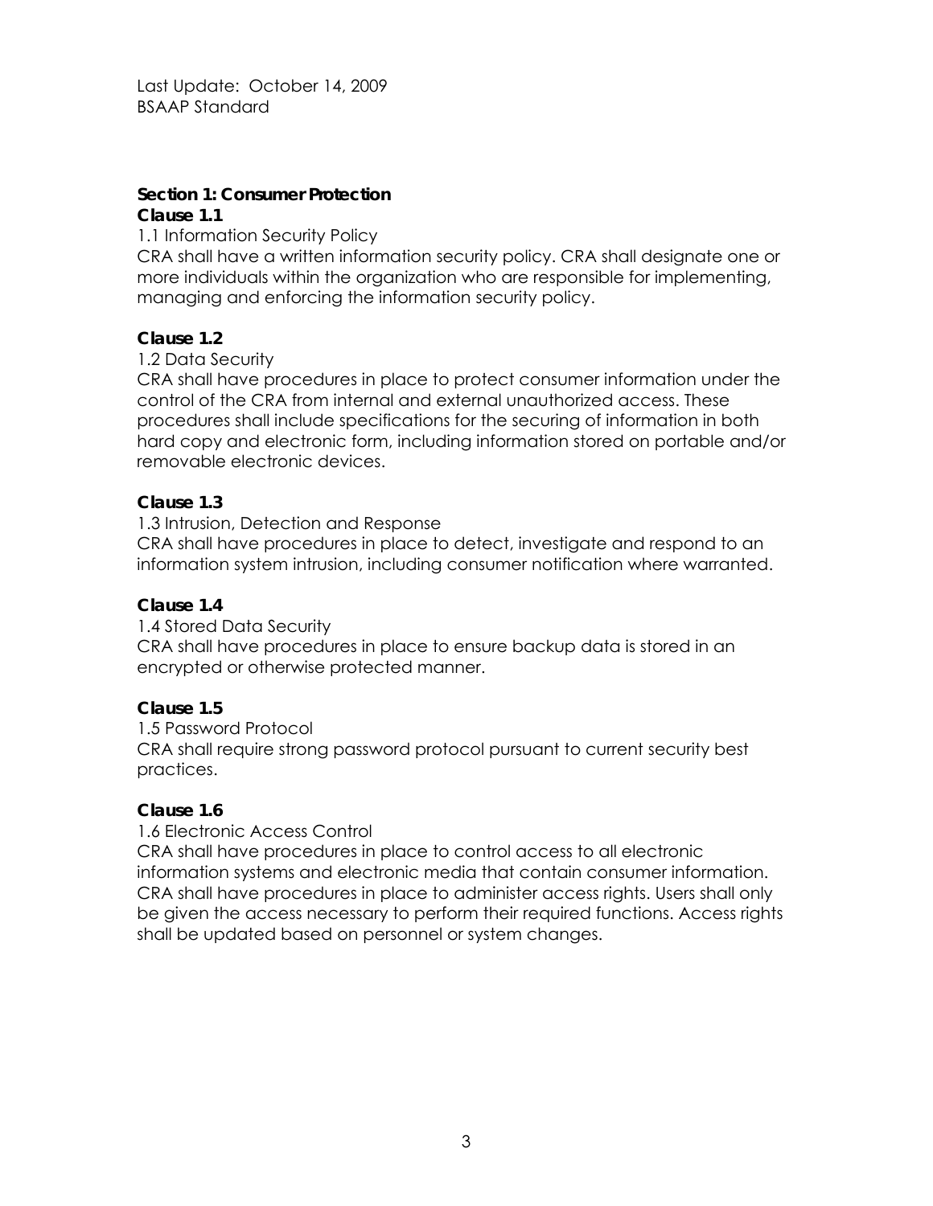Last Update: October 14, 2009
BSAAP Standard

## Section 1: Consumer Protection

### Clause 1.1

1.1 Information Security Policy

CRA shall have a written information security policy. CRA shall designate one or more individuals within the organization who are responsible for implementing, managing and enforcing the information security policy.

### Clause 1.2

1.2 Data Security

CRA shall have procedures in place to protect consumer information under the control of the CRA from internal and external unauthorized access. These procedures shall include specifications for the securing of information in both hard copy and electronic form, including information stored on portable and/or removable electronic devices.

### Clause 1.3

1.3 Intrusion, Detection and Response

CRA shall have procedures in place to detect, investigate and respond to an information system intrusion, including consumer notification where warranted.

### Clause 1.4

1.4 Stored Data Security

CRA shall have procedures in place to ensure backup data is stored in an encrypted or otherwise protected manner.

### Clause 1.5

1.5 Password Protocol

CRA shall require strong password protocol pursuant to current security best practices.

### Clause 1.6

1.6 Electronic Access Control

CRA shall have procedures in place to control access to all electronic information systems and electronic media that contain consumer information. CRA shall have procedures in place to administer access rights. Users shall only be given the access necessary to perform their required functions. Access rights shall be updated based on personnel or system changes.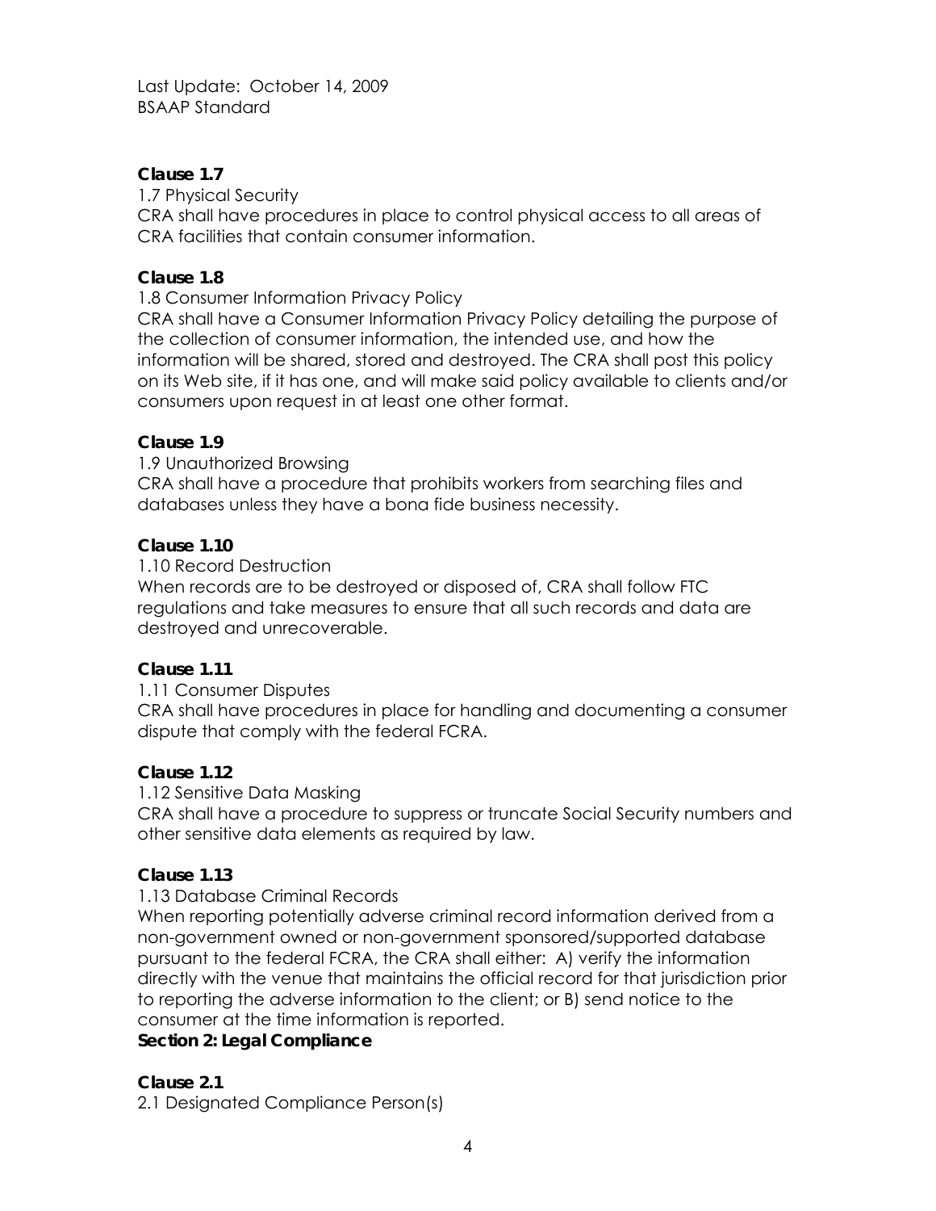**Clause 1.7**

1.7 Physical Security

CRA shall have procedures in place to control physical access to all areas of CRA facilities that contain consumer information.

**Clause 1.8**

1.8 Consumer Information Privacy Policy

CRA shall have a Consumer Information Privacy Policy detailing the purpose of the collection of consumer information, the intended use, and how the information will be shared, stored and destroyed. The CRA shall post this policy on its Web site, if it has one, and will make said policy available to clients and/or consumers upon request in at least one other format.

**Clause 1.9**

1.9 Unauthorized Browsing

CRA shall have a procedure that prohibits workers from searching files and databases unless they have a bona fide business necessity.

**Clause 1.10**

1.10 Record Destruction

When records are to be destroyed or disposed of, CRA shall follow FTC regulations and take measures to ensure that all such records and data are destroyed and unrecoverable.

**Clause 1.11**

1.11 Consumer Disputes

CRA shall have procedures in place for handling and documenting a consumer dispute that comply with the federal FCRA.

**Clause 1.12**

1.12 Sensitive Data Masking

CRA shall have a procedure to suppress or truncate Social Security numbers and other sensitive data elements as required by law.

**Clause 1.13**

1.13 Database Criminal Records

When reporting potentially adverse criminal record information derived from a non-government owned or non-government sponsored/supported database pursuant to the federal FCRA, the CRA shall either: A) verify the information directly with the venue that maintains the official record for that jurisdiction prior to reporting the adverse information to the client; or B) send notice to the consumer at the time information is reported.

## Section 2: Legal Compliance

**Clause 2.1**

2.1 Designated Compliance Person(s)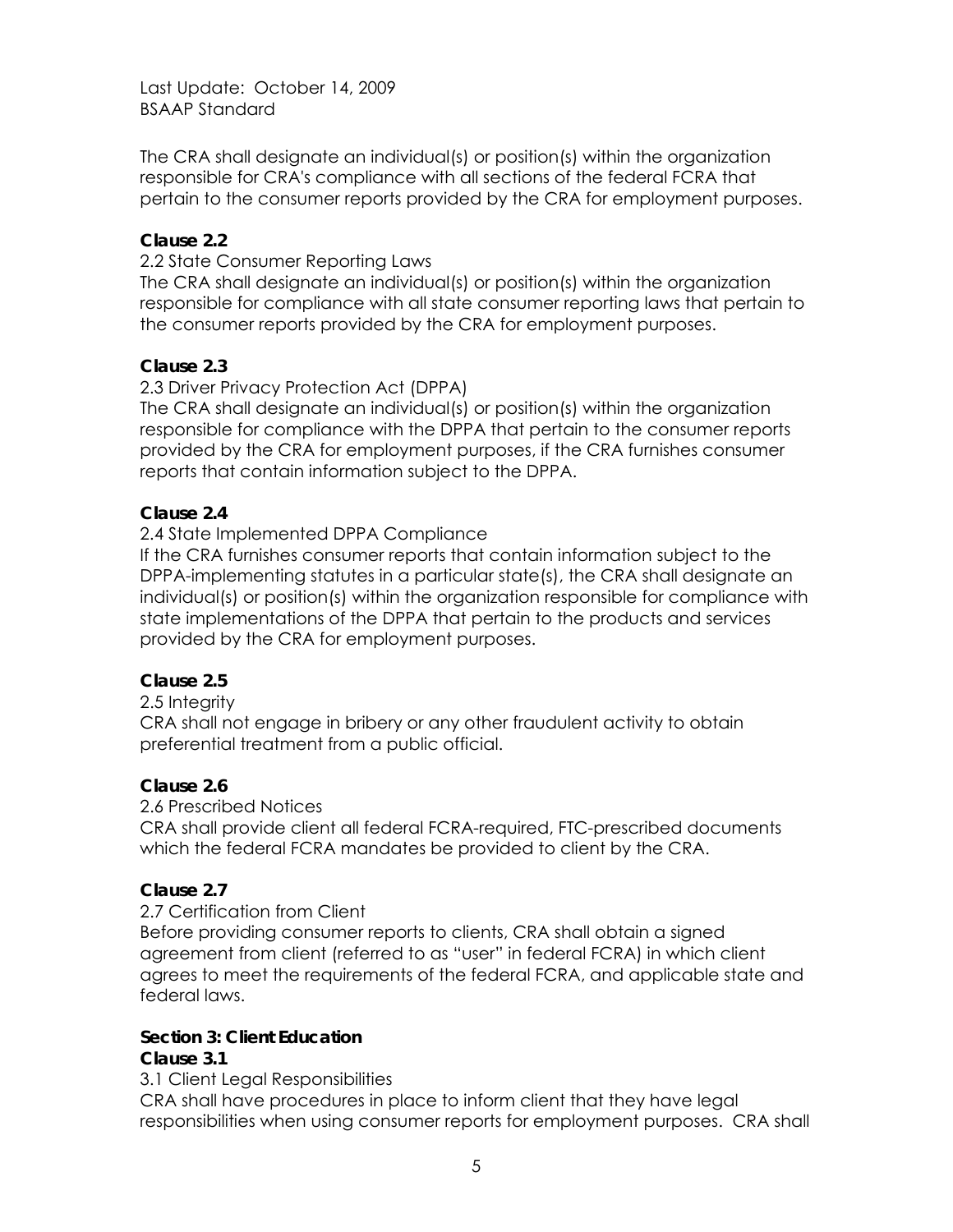The CRA shall designate an individual(s) or position(s) within the organization responsible for CRA's compliance with all sections of the federal FCRA that pertain to the consumer reports provided by the CRA for employment purposes.

**Clause 2.2**

2.2 State Consumer Reporting Laws

The CRA shall designate an individual(s) or position(s) within the organization responsible for compliance with all state consumer reporting laws that pertain to the consumer reports provided by the CRA for employment purposes.

**Clause 2.3**

2.3 Driver Privacy Protection Act (DPPA)

The CRA shall designate an individual(s) or position(s) within the organization responsible for compliance with the DPPA that pertain to the consumer reports provided by the CRA for employment purposes, if the CRA furnishes consumer reports that contain information subject to the DPPA.

**Clause 2.4**

2.4 State Implemented DPPA Compliance

If the CRA furnishes consumer reports that contain information subject to the DPPA-implementing statutes in a particular state(s), the CRA shall designate an individual(s) or position(s) within the organization responsible for compliance with state implementations of the DPPA that pertain to the products and services provided by the CRA for employment purposes.

**Clause 2.5**

2.5 Integrity

CRA shall not engage in bribery or any other fraudulent activity to obtain preferential treatment from a public official.

**Clause 2.6**

2.6 Prescribed Notices

CRA shall provide client all federal FCRA-required, FTC-prescribed documents which the federal FCRA mandates be provided to client by the CRA.

**Clause 2.7**

2.7 Certification from Client

Before providing consumer reports to clients, CRA shall obtain a signed agreement from client (referred to as "user" in federal FCRA) in which client agrees to meet the requirements of the federal FCRA, and applicable state and federal laws.

## Section 3: Client Education

**Clause 3.1**

3.1 Client Legal Responsibilities

CRA shall have procedures in place to inform client that they have legal responsibilities when using consumer reports for employment purposes. CRA shall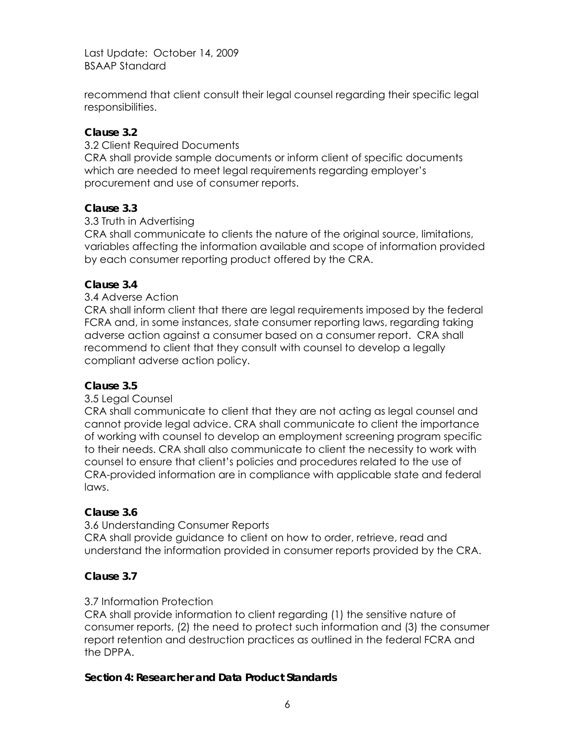recommend that client consult their legal counsel regarding their specific legal responsibilities.

**Clause 3.2**

3.2 Client Required Documents

CRA shall provide sample documents or inform client of specific documents which are needed to meet legal requirements regarding employer's procurement and use of consumer reports.

**Clause 3.3**

3.3 Truth in Advertising

CRA shall communicate to clients the nature of the original source, limitations, variables affecting the information available and scope of information provided by each consumer reporting product offered by the CRA.

**Clause 3.4**

3.4 Adverse Action

CRA shall inform client that there are legal requirements imposed by the federal FCRA and, in some instances, state consumer reporting laws, regarding taking adverse action against a consumer based on a consumer report. CRA shall recommend to client that they consult with counsel to develop a legally compliant adverse action policy.

**Clause 3.5**

3.5 Legal Counsel

CRA shall communicate to client that they are not acting as legal counsel and cannot provide legal advice. CRA shall communicate to client the importance of working with counsel to develop an employment screening program specific to their needs. CRA shall also communicate to client the necessity to work with counsel to ensure that client's policies and procedures related to the use of CRA-provided information are in compliance with applicable state and federal laws.

**Clause 3.6**

3.6 Understanding Consumer Reports

CRA shall provide guidance to client on how to order, retrieve, read and understand the information provided in consumer reports provided by the CRA.

**Clause 3.7**

3.7 Information Protection

CRA shall provide information to client regarding (1) the sensitive nature of consumer reports, (2) the need to protect such information and (3) the consumer report retention and destruction practices as outlined in the federal FCRA and the DPPA.

## Section 4: Researcher and Data Product Standards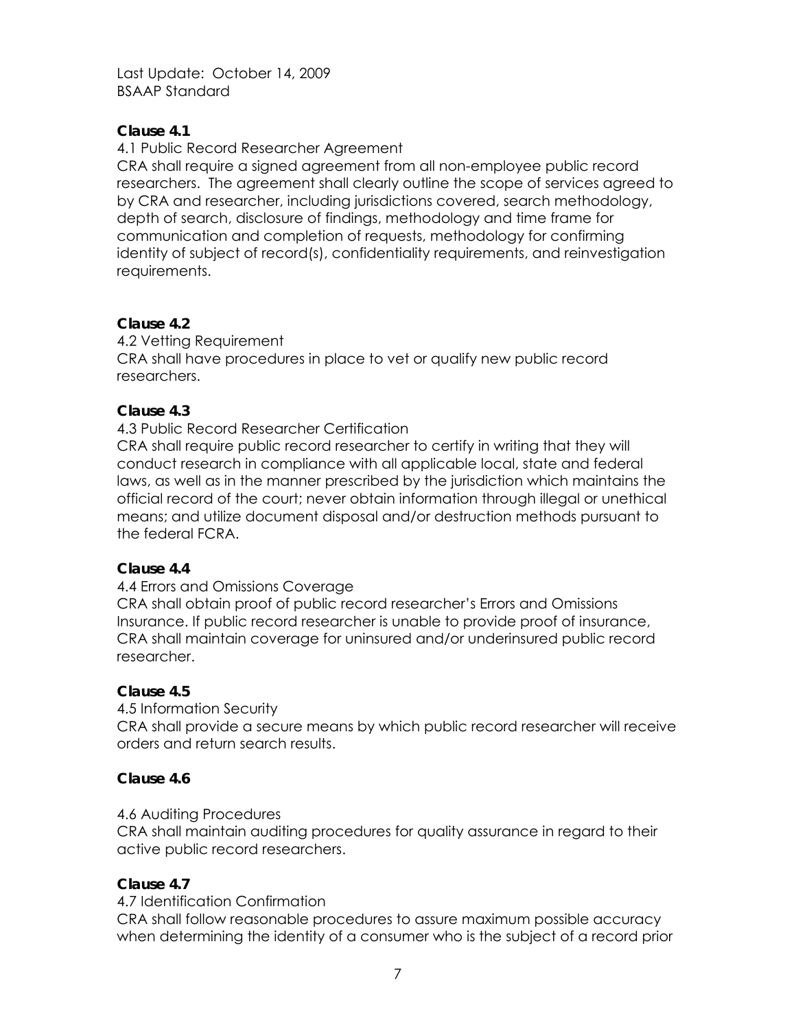Last Update: October 14, 2009
BSAAP Standard

**Clause 4.1**

4.1 Public Record Researcher Agreement

CRA shall require a signed agreement from all non-employee public record researchers. The agreement shall clearly outline the scope of services agreed to by CRA and researcher, including jurisdictions covered, search methodology, depth of search, disclosure of findings, methodology and time frame for communication and completion of requests, methodology for confirming identity of subject of record(s), confidentiality requirements, and reinvestigation requirements.

**Clause 4.2**

4.2 Vetting Requirement

CRA shall have procedures in place to vet or qualify new public record researchers.

**Clause 4.3**

4.3 Public Record Researcher Certification

CRA shall require public record researcher to certify in writing that they will conduct research in compliance with all applicable local, state and federal laws, as well as in the manner prescribed by the jurisdiction which maintains the official record of the court; never obtain information through illegal or unethical means; and utilize document disposal and/or destruction methods pursuant to the federal FCRA.

**Clause 4.4**

4.4 Errors and Omissions Coverage

CRA shall obtain proof of public record researcher's Errors and Omissions Insurance. If public record researcher is unable to provide proof of insurance, CRA shall maintain coverage for uninsured and/or underinsured public record researcher.

**Clause 4.5**

4.5 Information Security

CRA shall provide a secure means by which public record researcher will receive orders and return search results.

**Clause 4.6**

4.6 Auditing Procedures

CRA shall maintain auditing procedures for quality assurance in regard to their active public record researchers.

**Clause 4.7**

4.7 Identification Confirmation

CRA shall follow reasonable procedures to assure maximum possible accuracy when determining the identity of a consumer who is the subject of a record prior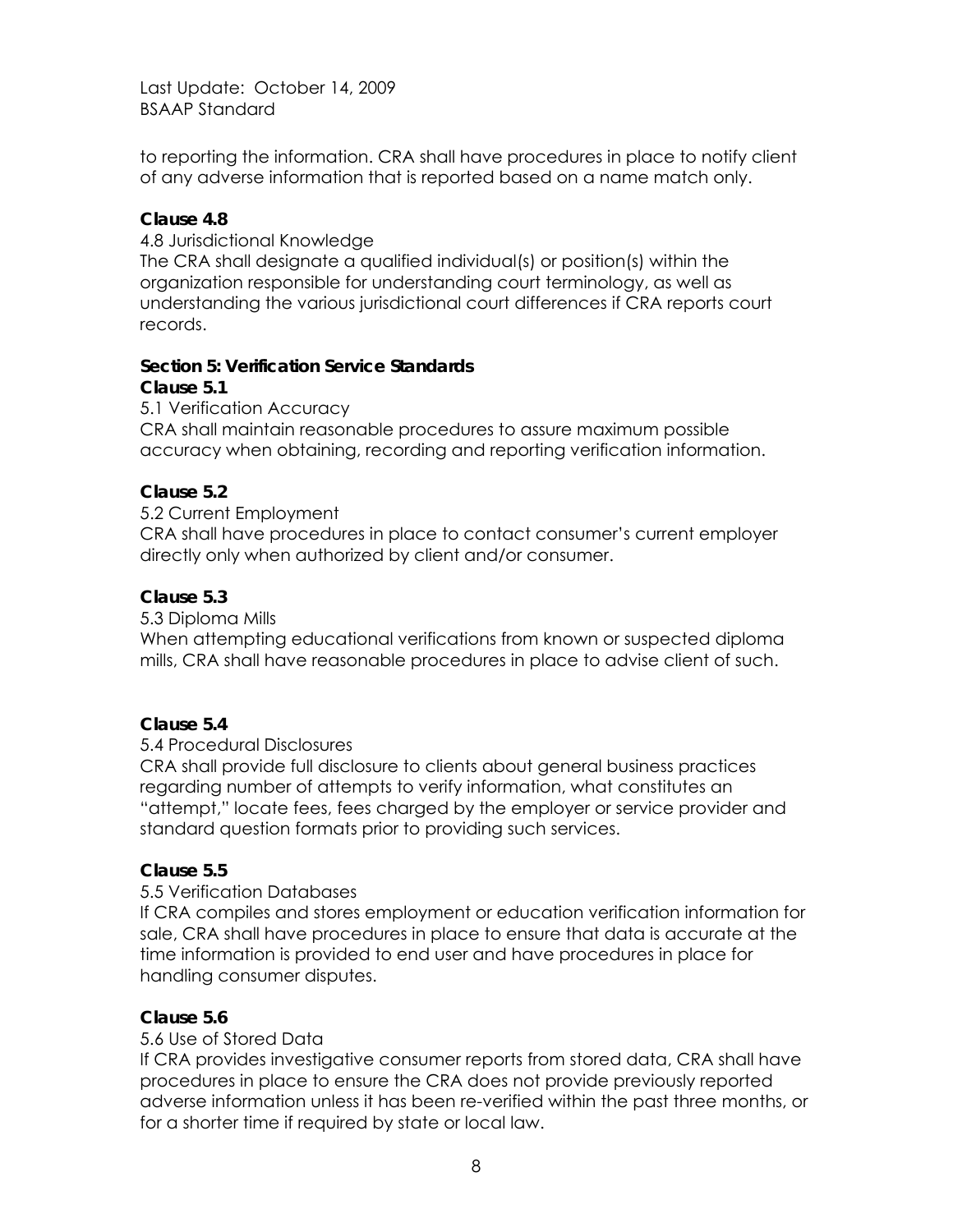to reporting the information. CRA shall have procedures in place to notify client of any adverse information that is reported based on a name match only.

**Clause 4.8**

4.8 Jurisdictional Knowledge

The CRA shall designate a qualified individual(s) or position(s) within the organization responsible for understanding court terminology, as well as understanding the various jurisdictional court differences if CRA reports court records.

## Section 5: Verification Service Standards

**Clause 5.1**

5.1 Verification Accuracy

CRA shall maintain reasonable procedures to assure maximum possible accuracy when obtaining, recording and reporting verification information.

**Clause 5.2**

5.2 Current Employment

CRA shall have procedures in place to contact consumer's current employer directly only when authorized by client and/or consumer.

**Clause 5.3**

5.3 Diploma Mills

When attempting educational verifications from known or suspected diploma mills, CRA shall have reasonable procedures in place to advise client of such.

**Clause 5.4**

5.4 Procedural Disclosures

CRA shall provide full disclosure to clients about general business practices regarding number of attempts to verify information, what constitutes an "attempt," locate fees, fees charged by the employer or service provider and standard question formats prior to providing such services.

**Clause 5.5**

5.5 Verification Databases

If CRA compiles and stores employment or education verification information for sale, CRA shall have procedures in place to ensure that data is accurate at the time information is provided to end user and have procedures in place for handling consumer disputes.

**Clause 5.6**

5.6 Use of Stored Data

If CRA provides investigative consumer reports from stored data, CRA shall have procedures in place to ensure the CRA does not provide previously reported adverse information unless it has been re-verified within the past three months, or for a shorter time if required by state or local law.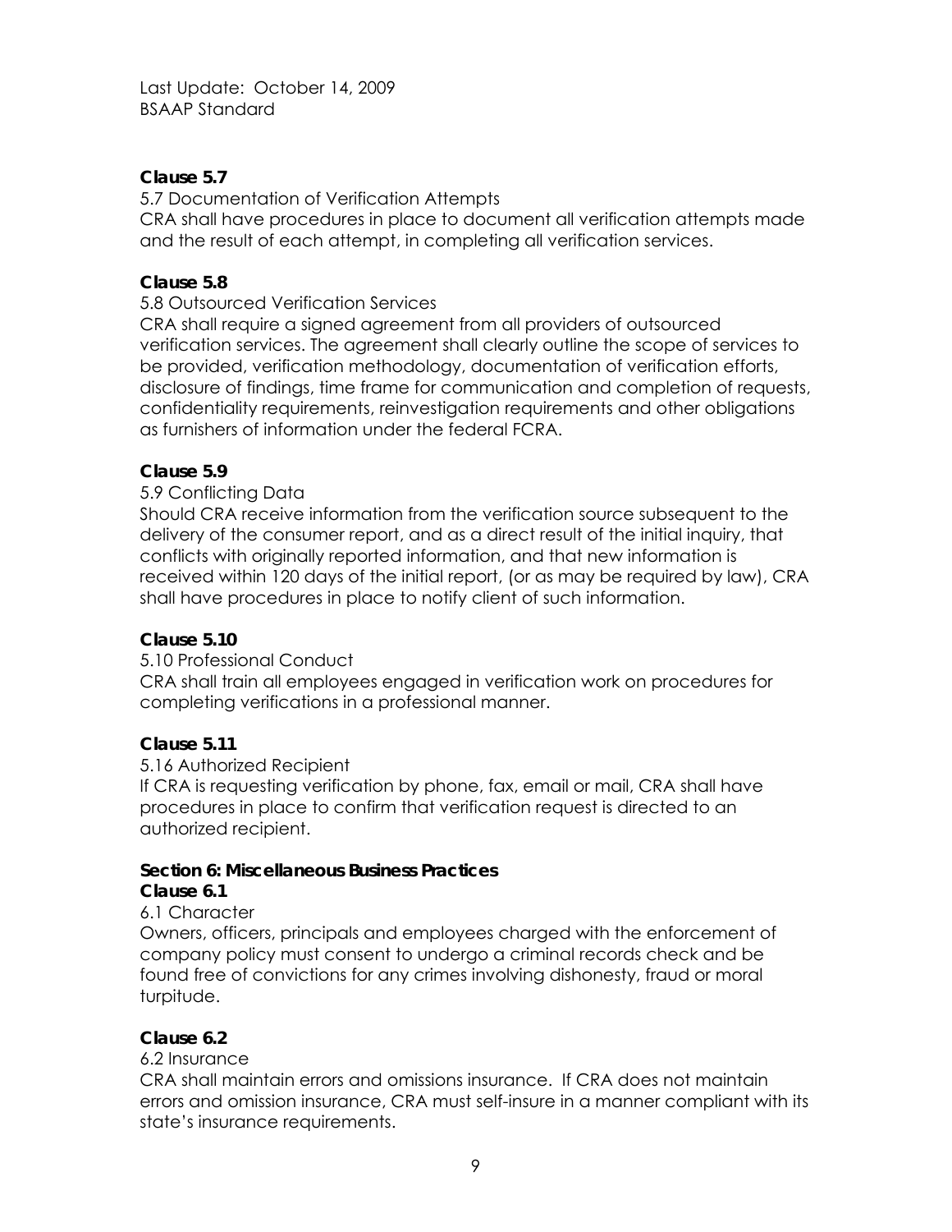Last Update: October 14, 2009
BSAAP Standard

**Clause 5.7**

5.7 Documentation of Verification Attempts
CRA shall have procedures in place to document all verification attempts made and the result of each attempt, in completing all verification services.

**Clause 5.8**

5.8 Outsourced Verification Services
CRA shall require a signed agreement from all providers of outsourced verification services. The agreement shall clearly outline the scope of services to be provided, verification methodology, documentation of verification efforts, disclosure of findings, time frame for communication and completion of requests, confidentiality requirements, reinvestigation requirements and other obligations as furnishers of information under the federal FCRA.

**Clause 5.9**

5.9 Conflicting Data
Should CRA receive information from the verification source subsequent to the delivery of the consumer report, and as a direct result of the initial inquiry, that conflicts with originally reported information, and that new information is received within 120 days of the initial report, (or as may be required by law), CRA shall have procedures in place to notify client of such information.

**Clause 5.10**

5.10 Professional Conduct
CRA shall train all employees engaged in verification work on procedures for completing verifications in a professional manner.

**Clause 5.11**

5.16 Authorized Recipient
If CRA is requesting verification by phone, fax, email or mail, CRA shall have procedures in place to confirm that verification request is directed to an authorized recipient.

**Section 6: Miscellaneous Business Practices**

**Clause 6.1**

6.1 Character
Owners, officers, principals and employees charged with the enforcement of company policy must consent to undergo a criminal records check and be found free of convictions for any crimes involving dishonesty, fraud or moral turpitude.

**Clause 6.2**

6.2 Insurance
CRA shall maintain errors and omissions insurance. If CRA does not maintain errors and omission insurance, CRA must self-insure in a manner compliant with its state's insurance requirements.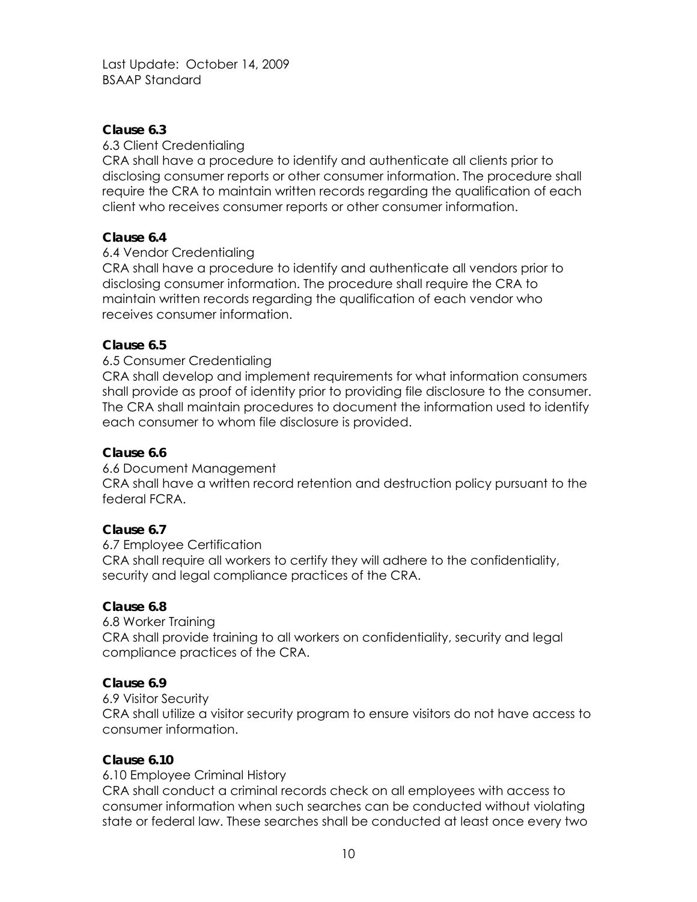**Clause 6.3**

6.3 Client Credentialing

CRA shall have a procedure to identify and authenticate all clients prior to disclosing consumer reports or other consumer information. The procedure shall require the CRA to maintain written records regarding the qualification of each client who receives consumer reports or other consumer information.

**Clause 6.4**

6.4 Vendor Credentialing

CRA shall have a procedure to identify and authenticate all vendors prior to disclosing consumer information. The procedure shall require the CRA to maintain written records regarding the qualification of each vendor who receives consumer information.

**Clause 6.5**

6.5 Consumer Credentialing

CRA shall develop and implement requirements for what information consumers shall provide as proof of identity prior to providing file disclosure to the consumer. The CRA shall maintain procedures to document the information used to identify each consumer to whom file disclosure is provided.

**Clause 6.6**

6.6 Document Management

CRA shall have a written record retention and destruction policy pursuant to the federal FCRA.

**Clause 6.7**

6.7 Employee Certification

CRA shall require all workers to certify they will adhere to the confidentiality, security and legal compliance practices of the CRA.

**Clause 6.8**

6.8 Worker Training

CRA shall provide training to all workers on confidentiality, security and legal compliance practices of the CRA.

**Clause 6.9**

6.9 Visitor Security

CRA shall utilize a visitor security program to ensure visitors do not have access to consumer information.

**Clause 6.10**

6.10 Employee Criminal History

CRA shall conduct a criminal records check on all employees with access to consumer information when such searches can be conducted without violating state or federal law. These searches shall be conducted at least once every two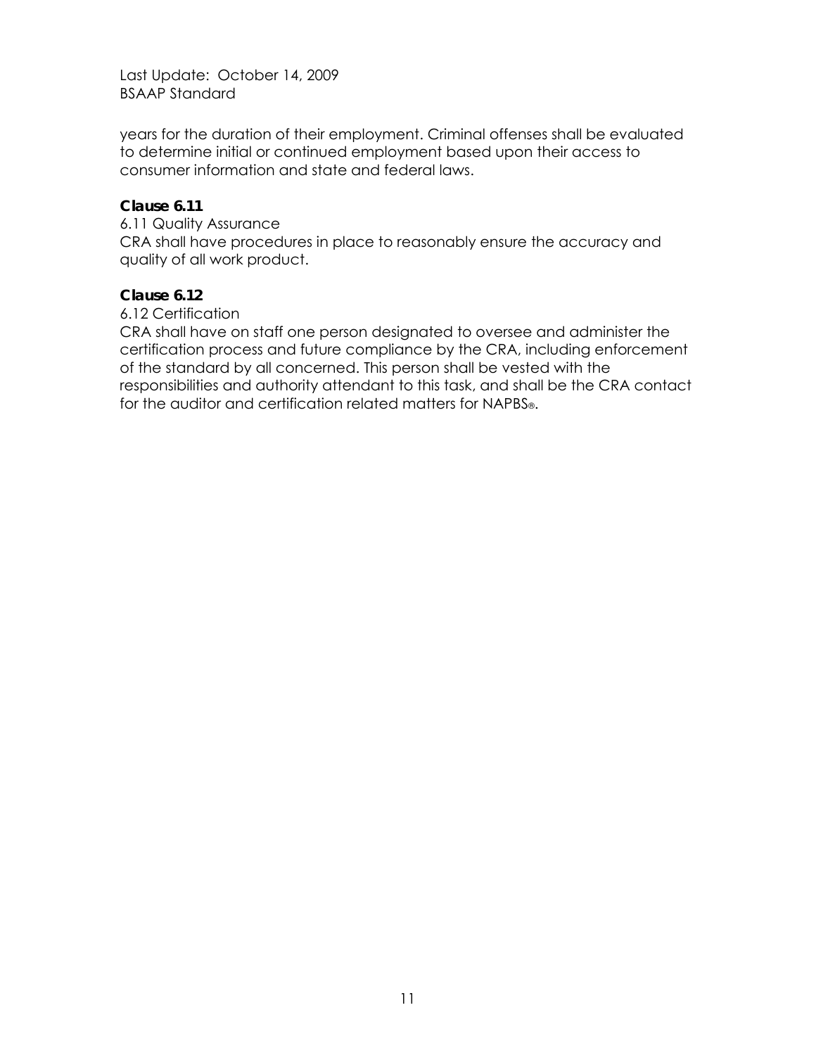years for the duration of their employment. Criminal offenses shall be evaluated to determine initial or continued employment based upon their access to consumer information and state and federal laws.

**Clause 6.11**

6.11 Quality Assurance

CRA shall have procedures in place to reasonably ensure the accuracy and quality of all work product.

**Clause 6.12**

6.12 Certification

CRA shall have on staff one person designated to oversee and administer the certification process and future compliance by the CRA, including enforcement of the standard by all concerned. This person shall be vested with the responsibilities and authority attendant to this task, and shall be the CRA contact for the auditor and certification related matters for NAPBS®.